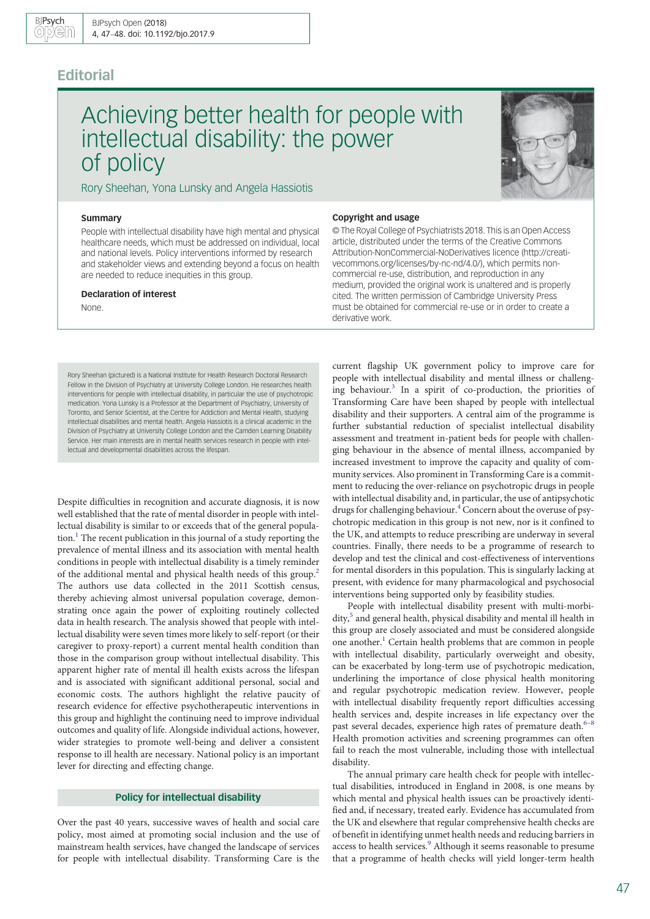## Editorial

# Achieving better health for people with intellectual disability: the power of policy

Rory Sheehan, Yona Lunsky and Angela Hassiotis

### Summary

People with intellectual disability have high mental and physical healthcare needs, which must be addressed on individual, local and national levels. Policy interventions informed by research and stakeholder views and extending beyond a focus on health are needed to reduce inequities in this group.

### Declaration of interest

None.

### Copyright and usage

© The Royal College of Psychiatrists 2018. This is an Open Access article, distributed under the terms of the Creative Commons Attribution-NonCommercial-NoDerivatives licence (http://creativecommons.org/licenses/by-nc-nd/4.0/), which permits non-commercial re-use, distribution, and reproduction in any medium, provided the original work is unaltered and is properly cited. The written permission of Cambridge University Press must be obtained for commercial re-use or in order to create a derivative work.

Rory Sheehan (pictured) is a National Institute for Health Research Doctoral Research Fellow in the Division of Psychiatry at University College London. He researches health interventions for people with intellectual disability, in particular the use of psychotropic medication. Yona Lunsky is a Professor at the Department of Psychiatry, University of Toronto, and Senior Scientist, at the Centre for Addiction and Mental Health, studying intellectual disabilities and mental health. Angela Hassiotis is a clinical academic in the Division of Psychiatry at University College London and the Camden Learning Disability Service. Her main interests are in mental health services research in people with intellectual and developmental disabilities across the lifespan.

Despite difficulties in recognition and accurate diagnosis, it is now well established that the rate of mental disorder in people with intellectual disability is similar to or exceeds that of the general population.[1] The recent publication in this journal of a study reporting the prevalence of mental illness and its association with mental health conditions in people with intellectual disability is a timely reminder of the additional mental and physical health needs of this group.[2] The authors use data collected in the 2011 Scottish census, thereby achieving almost universal population coverage, demonstrating once again the power of exploiting routinely collected data in health research. The analysis showed that people with intellectual disability were seven times more likely to self-report (or their caregiver to proxy-report) a current mental health condition than those in the comparison group without intellectual disability. This apparent higher rate of mental ill health exists across the lifespan and is associated with significant additional personal, social and economic costs. The authors highlight the relative paucity of research evidence for effective psychotherapeutic interventions in this group and highlight the continuing need to improve individual outcomes and quality of life. Alongside individual actions, however, wider strategies to promote well-being and deliver a consistent response to ill health are necessary. National policy is an important lever for directing and effecting change.

## Policy for intellectual disability

Over the past 40 years, successive waves of health and social care policy, most aimed at promoting social inclusion and the use of mainstream health services, have changed the landscape of services for people with intellectual disability. Transforming Care is the current flagship UK government policy to improve care for people with intellectual disability and mental illness or challenging behaviour.[3] In a spirit of co-production, the priorities of Transforming Care have been shaped by people with intellectual disability and their supporters. A central aim of the programme is further substantial reduction of specialist intellectual disability assessment and treatment in-patient beds for people with challenging behaviour in the absence of mental illness, accompanied by increased investment to improve the capacity and quality of community services. Also prominent in Transforming Care is a commitment to reducing the over-reliance on psychotropic drugs in people with intellectual disability and, in particular, the use of antipsychotic drugs for challenging behaviour.[4] Concern about the overuse of psychotropic medication in this group is not new, nor is it confined to the UK, and attempts to reduce prescribing are underway in several countries. Finally, there needs to be a programme of research to develop and test the clinical and cost-effectiveness of interventions for mental disorders in this population. This is singularly lacking at present, with evidence for many pharmacological and psychosocial interventions being supported only by feasibility studies.

People with intellectual disability present with multi-morbidity,[5] and general health, physical disability and mental ill health in this group are closely associated and must be considered alongside one another.[1] Certain health problems that are common in people with intellectual disability, particularly overweight and obesity, can be exacerbated by long-term use of psychotropic medication, underlining the importance of close physical health monitoring and regular psychotropic medication review. However, people with intellectual disability frequently report difficulties accessing health services and, despite increases in life expectancy over the past several decades, experience high rates of premature death.[6–8] Health promotion activities and screening programmes can often fail to reach the most vulnerable, including those with intellectual disability.

The annual primary care health check for people with intellectual disabilities, introduced in England in 2008, is one means by which mental and physical health issues can be proactively identified and, if necessary, treated early. Evidence has accumulated from the UK and elsewhere that regular comprehensive health checks are of benefit in identifying unmet health needs and reducing barriers in access to health services.[9] Although it seems reasonable to presume that a programme of health checks will yield longer-term health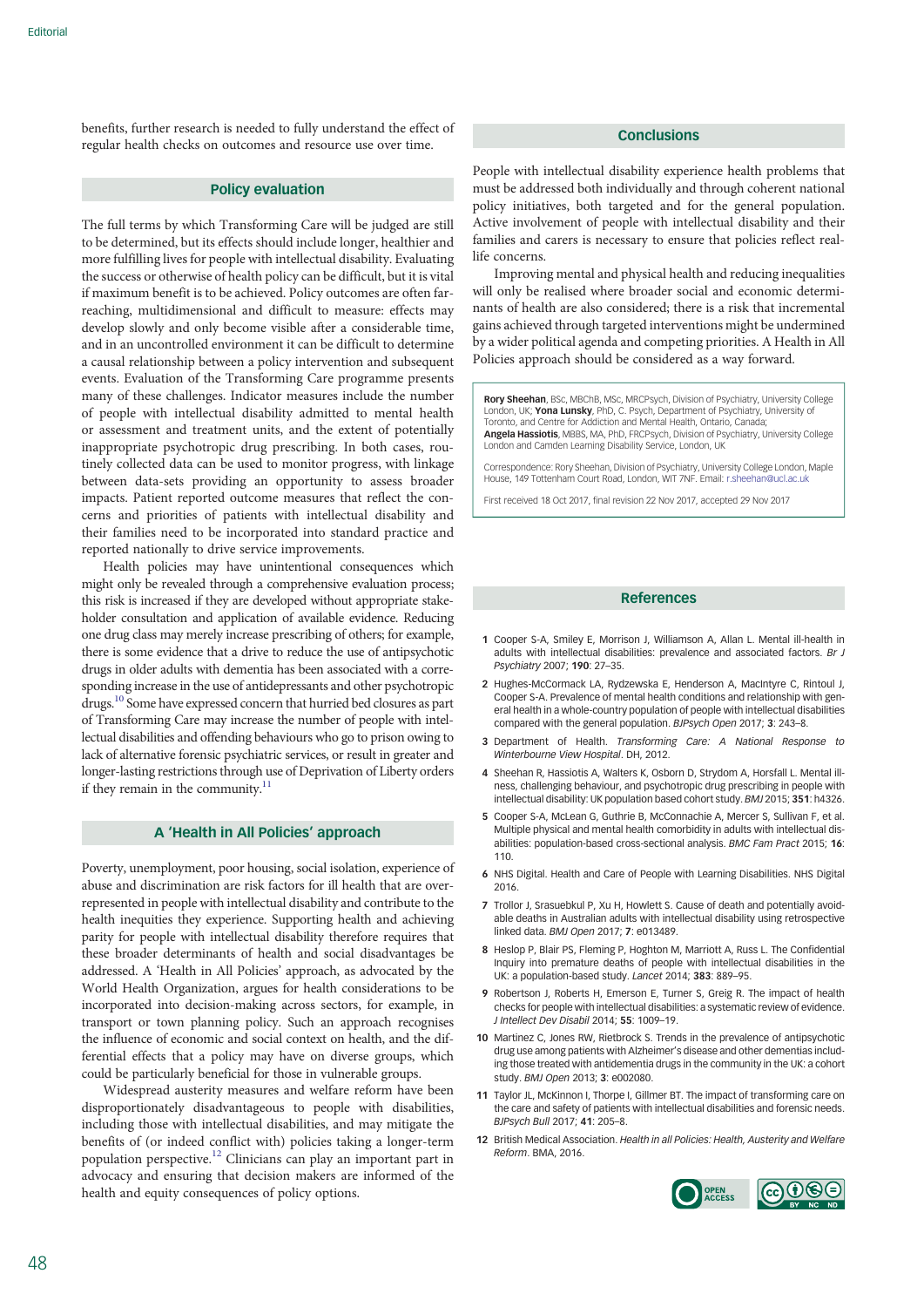benefits, further research is needed to fully understand the effect of regular health checks on outcomes and resource use over time.

## Policy evaluation

The full terms by which Transforming Care will be judged are still to be determined, but its effects should include longer, healthier and more fulfilling lives for people with intellectual disability. Evaluating the success or otherwise of health policy can be difficult, but it is vital if maximum benefit is to be achieved. Policy outcomes are often far-reaching, multidimensional and difficult to measure: effects may develop slowly and only become visible after a considerable time, and in an uncontrolled environment it can be difficult to determine a causal relationship between a policy intervention and subsequent events. Evaluation of the Transforming Care programme presents many of these challenges. Indicator measures include the number of people with intellectual disability admitted to mental health or assessment and treatment units, and the extent of potentially inappropriate psychotropic drug prescribing. In both cases, routinely collected data can be used to monitor progress, with linkage between data-sets providing an opportunity to assess broader impacts. Patient reported outcome measures that reflect the concerns and priorities of patients with intellectual disability and their families need to be incorporated into standard practice and reported nationally to drive service improvements.

Health policies may have unintentional consequences which might only be revealed through a comprehensive evaluation process; this risk is increased if they are developed without appropriate stakeholder consultation and application of available evidence. Reducing one drug class may merely increase prescribing of others; for example, there is some evidence that a drive to reduce the use of antipsychotic drugs in older adults with dementia has been associated with a corresponding increase in the use of antidepressants and other psychotropic drugs.[10] Some have expressed concern that hurried bed closures as part of Transforming Care may increase the number of people with intellectual disabilities and offending behaviours who go to prison owing to lack of alternative forensic psychiatric services, or result in greater and longer-lasting restrictions through use of Deprivation of Liberty orders if they remain in the community.[11]

## A 'Health in All Policies' approach

Poverty, unemployment, poor housing, social isolation, experience of abuse and discrimination are risk factors for ill health that are over-represented in people with intellectual disability and contribute to the health inequities they experience. Supporting health and achieving parity for people with intellectual disability therefore requires that these broader determinants of health and social disadvantages be addressed. A 'Health in All Policies' approach, as advocated by the World Health Organization, argues for health considerations to be incorporated into decision-making across sectors, for example, in transport or town planning policy. Such an approach recognises the influence of economic and social context on health, and the differential effects that a policy may have on diverse groups, which could be particularly beneficial for those in vulnerable groups.

Widespread austerity measures and welfare reform have been disproportionately disadvantageous to people with disabilities, including those with intellectual disabilities, and may mitigate the benefits of (or indeed conflict with) policies taking a longer-term population perspective.[12] Clinicians can play an important part in advocacy and ensuring that decision makers are informed of the health and equity consequences of policy options.

## Conclusions

People with intellectual disability experience health problems that must be addressed both individually and through coherent national policy initiatives, both targeted and for the general population. Active involvement of people with intellectual disability and their families and carers is necessary to ensure that policies reflect real-life concerns.

Improving mental and physical health and reducing inequalities will only be realised where broader social and economic determinants of health are also considered; there is a risk that incremental gains achieved through targeted interventions might be undermined by a wider political agenda and competing priorities. A Health in All Policies approach should be considered as a way forward.

**Rory Sheehan**, BSc, MBChB, MSc, MRCPsych, Division of Psychiatry, University College London, UK; **Yona Lunsky**, PhD, C. Psych, Department of Psychiatry, University of Toronto, and Centre for Addiction and Mental Health, Ontario, Canada; **Angela Hassiotis**, MBBS, MA, PhD, FRCPsych, Division of Psychiatry, University College London and Camden Learning Disability Service, London, UK

Correspondence: Rory Sheehan, Division of Psychiatry, University College London, Maple House, 149 Tottenham Court Road, London, WIT 7NF. Email: r.sheehan@ucl.ac.uk

First received 18 Oct 2017, final revision 22 Nov 2017, accepted 29 Nov 2017

## References

1. Cooper S-A, Smiley E, Morrison J, Williamson A, Allan L. Mental ill-health in adults with intellectual disabilities: prevalence and associated factors. *Br J Psychiatry* 2007; **190**: 27–35.
2. Hughes-McCormack LA, Rydzewska E, Henderson A, MacIntyre C, Rintoul J, Cooper S-A. Prevalence of mental health conditions and relationship with general health in a whole-country population of people with intellectual disabilities compared with the general population. *BJPsych Open* 2017; **3**: 243–8.
3. Department of Health. *Transforming Care: A National Response to Winterbourne View Hospital*. DH, 2012.
4. Sheehan R, Hassiotis A, Walters K, Osborn D, Strydom A, Horsfall L. Mental illness, challenging behaviour, and psychotropic drug prescribing in people with intellectual disability: UK population based cohort study. *BMJ* 2015; **351**: h4326.
5. Cooper S-A, McLean G, Guthrie B, McConnachie A, Mercer S, Sullivan F, et al. Multiple physical and mental health comorbidity in adults with intellectual disabilities: population-based cross-sectional analysis. *BMC Fam Pract* 2015; **16**: 110.
6. NHS Digital. Health and Care of People with Learning Disabilities. NHS Digital 2016.
7. Trollor J, Srasuebkul P, Xu H, Howlett S. Cause of death and potentially avoidable deaths in Australian adults with intellectual disability using retrospective linked data. *BMJ Open* 2017; **7**: e013489.
8. Heslop P, Blair PS, Fleming P, Hoghton M, Marriott A, Russ L. The Confidential Inquiry into premature deaths of people with intellectual disabilities in the UK: a population-based study. *Lancet* 2014; **383**: 889–95.
9. Robertson J, Roberts H, Emerson E, Turner S, Greig R. The impact of health checks for people with intellectual disabilities: a systematic review of evidence. *J Intellect Dev Disabil* 2014; **55**: 1009–19.
10. Martinez C, Jones RW, Rietbrock S. Trends in the prevalence of antipsychotic drug use among patients with Alzheimer's disease and other dementias including those treated with antidementia drugs in the community in the UK: a cohort study. *BMJ Open* 2013; **3**: e002080.
11. Taylor JL, McKinnon I, Thorpe I, Gillmer BT. The impact of transforming care on the care and safety of patients with intellectual disabilities and forensic needs. *BJPsych Bull* 2017; **41**: 205–8.
12. British Medical Association. *Health in all Policies: Health, Austerity and Welfare Reform*. BMA, 2016.